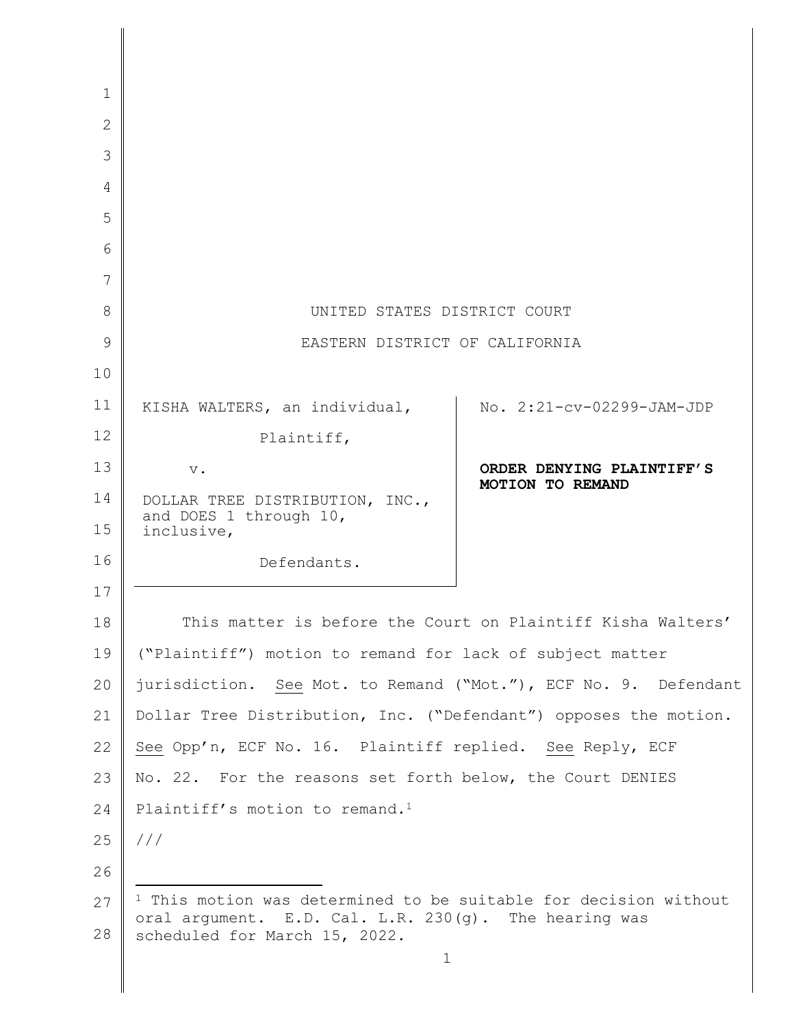UNITED STATES DISTRICT COURT

EASTERN DISTRICT OF CALIFORNIA

| | |
|---|---|
| KISHA WALTERS, an individual,<br><br>Plaintiff,<br><br>v.<br><br>DOLLAR TREE DISTRIBUTION, INC., and DOES 1 through 10, inclusive,<br><br>Defendants. | No. 2:21-cv-02299-JAM-JDP<br><br>**ORDER DENYING PLAINTIFF'S MOTION TO REMAND** |

This matter is before the Court on Plaintiff Kisha Walters' ("Plaintiff") motion to remand for lack of subject matter jurisdiction. See Mot. to Remand ("Mot."), ECF No. 9. Defendant Dollar Tree Distribution, Inc. ("Defendant") opposes the motion. See Opp'n, ECF No. 16. Plaintiff replied. See Reply, ECF No. 22. For the reasons set forth below, the Court DENIES Plaintiff's motion to remand.[1]

///

[1] This motion was determined to be suitable for decision without oral argument. E.D. Cal. L.R. 230(g). The hearing was scheduled for March 15, 2022.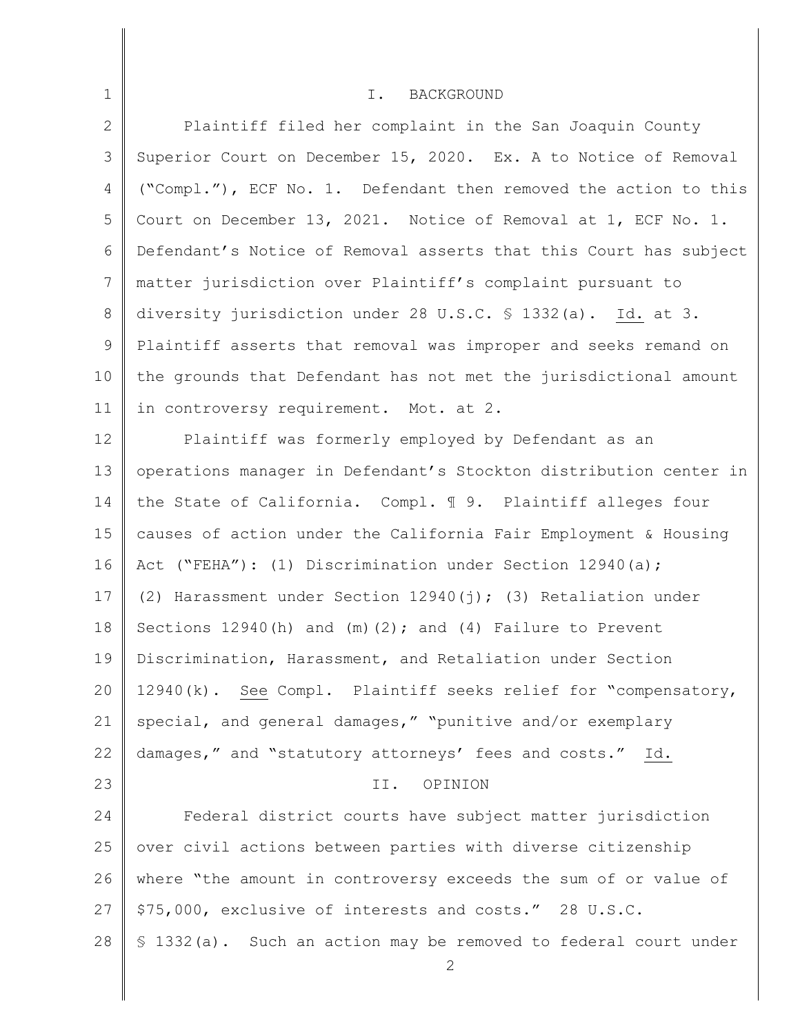## I. BACKGROUND

Plaintiff filed her complaint in the San Joaquin County Superior Court on December 15, 2020. Ex. A to Notice of Removal ("Compl."), ECF No. 1. Defendant then removed the action to this Court on December 13, 2021. Notice of Removal at 1, ECF No. 1. Defendant's Notice of Removal asserts that this Court has subject matter jurisdiction over Plaintiff's complaint pursuant to diversity jurisdiction under 28 U.S.C. § 1332(a). Id. at 3. Plaintiff asserts that removal was improper and seeks remand on the grounds that Defendant has not met the jurisdictional amount in controversy requirement. Mot. at 2.

Plaintiff was formerly employed by Defendant as an operations manager in Defendant's Stockton distribution center in the State of California. Compl. ¶ 9. Plaintiff alleges four causes of action under the California Fair Employment & Housing Act ("FEHA"): (1) Discrimination under Section 12940(a); (2) Harassment under Section 12940(j); (3) Retaliation under Sections 12940(h) and (m)(2); and (4) Failure to Prevent Discrimination, Harassment, and Retaliation under Section 12940(k). See Compl. Plaintiff seeks relief for "compensatory, special, and general damages," "punitive and/or exemplary damages," and "statutory attorneys' fees and costs." Id.

## II. OPINION

Federal district courts have subject matter jurisdiction over civil actions between parties with diverse citizenship where "the amount in controversy exceeds the sum of or value of $75,000, exclusive of interests and costs." 28 U.S.C. § 1332(a). Such an action may be removed to federal court under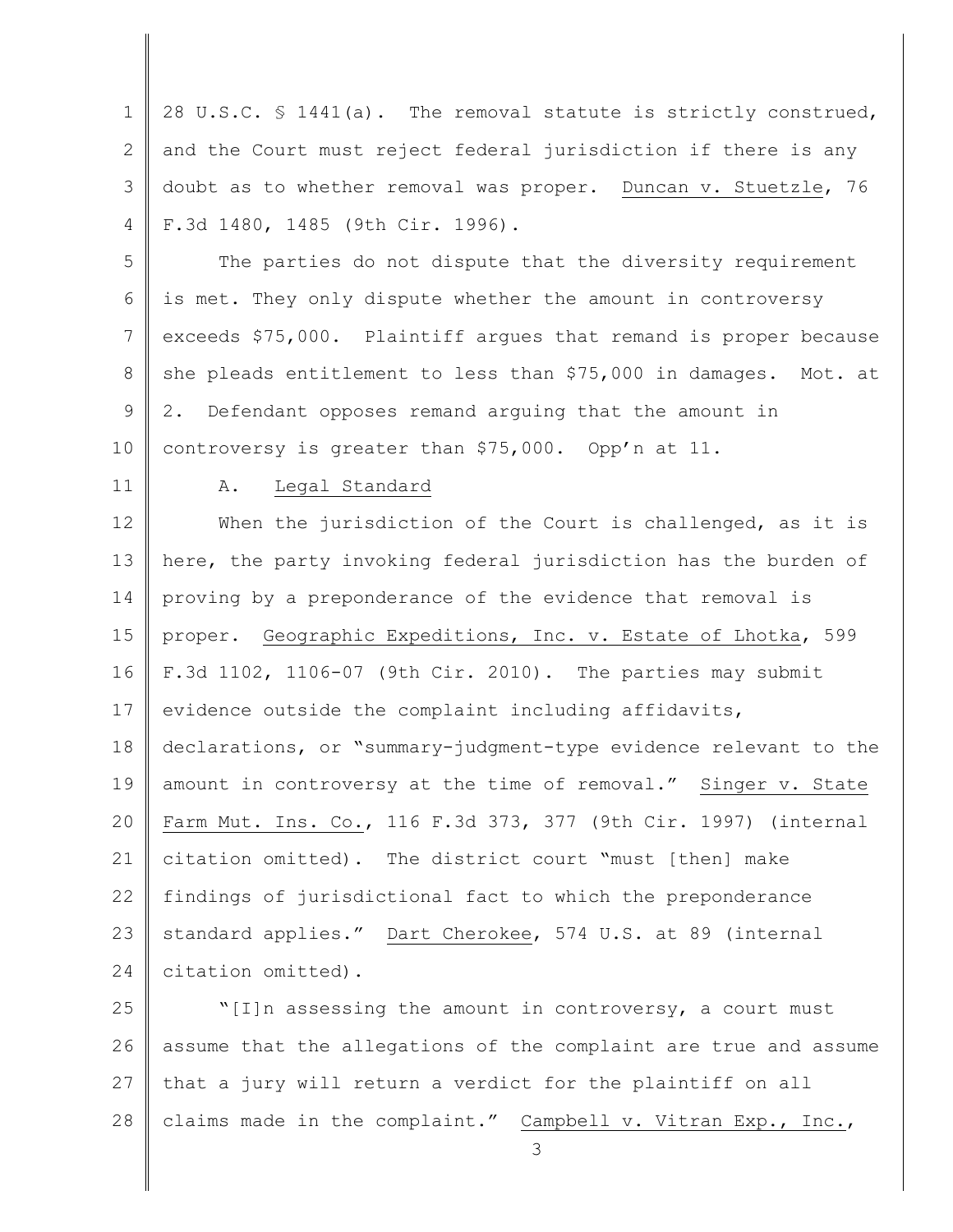28 U.S.C. § 1441(a). The removal statute is strictly construed, and the Court must reject federal jurisdiction if there is any doubt as to whether removal was proper. Duncan v. Stuetzle, 76 F.3d 1480, 1485 (9th Cir. 1996).

The parties do not dispute that the diversity requirement is met. They only dispute whether the amount in controversy exceeds $75,000. Plaintiff argues that remand is proper because she pleads entitlement to less than $75,000 in damages. Mot. at 2. Defendant opposes remand arguing that the amount in controversy is greater than $75,000. Opp'n at 11.

### A. Legal Standard

When the jurisdiction of the Court is challenged, as it is here, the party invoking federal jurisdiction has the burden of proving by a preponderance of the evidence that removal is proper. Geographic Expeditions, Inc. v. Estate of Lhotka, 599 F.3d 1102, 1106-07 (9th Cir. 2010). The parties may submit evidence outside the complaint including affidavits, declarations, or "summary-judgment-type evidence relevant to the amount in controversy at the time of removal." Singer v. State Farm Mut. Ins. Co., 116 F.3d 373, 377 (9th Cir. 1997) (internal citation omitted). The district court "must [then] make findings of jurisdictional fact to which the preponderance standard applies." Dart Cherokee, 574 U.S. at 89 (internal citation omitted).

"[I]n assessing the amount in controversy, a court must assume that the allegations of the complaint are true and assume that a jury will return a verdict for the plaintiff on all claims made in the complaint." Campbell v. Vitran Exp., Inc.,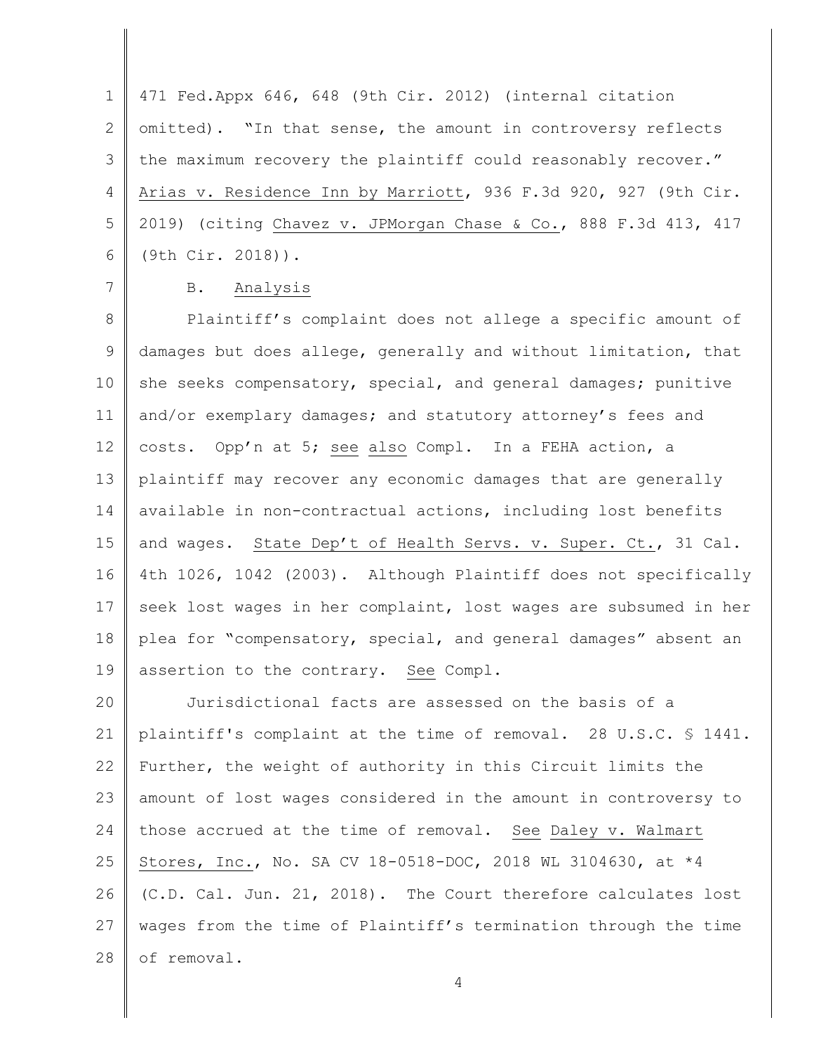471 Fed.Appx 646, 648 (9th Cir. 2012) (internal citation omitted). "In that sense, the amount in controversy reflects the maximum recovery the plaintiff could reasonably recover." Arias v. Residence Inn by Marriott, 936 F.3d 920, 927 (9th Cir. 2019) (citing Chavez v. JPMorgan Chase & Co., 888 F.3d 413, 417 (9th Cir. 2018)).

B. Analysis

Plaintiff's complaint does not allege a specific amount of damages but does allege, generally and without limitation, that she seeks compensatory, special, and general damages; punitive and/or exemplary damages; and statutory attorney's fees and costs. Opp'n at 5; see also Compl. In a FEHA action, a plaintiff may recover any economic damages that are generally available in non-contractual actions, including lost benefits and wages. State Dep't of Health Servs. v. Super. Ct., 31 Cal. 4th 1026, 1042 (2003). Although Plaintiff does not specifically seek lost wages in her complaint, lost wages are subsumed in her plea for "compensatory, special, and general damages" absent an assertion to the contrary. See Compl.

Jurisdictional facts are assessed on the basis of a plaintiff's complaint at the time of removal. 28 U.S.C. § 1441. Further, the weight of authority in this Circuit limits the amount of lost wages considered in the amount in controversy to those accrued at the time of removal. See Daley v. Walmart Stores, Inc., No. SA CV 18-0518-DOC, 2018 WL 3104630, at *4 (C.D. Cal. Jun. 21, 2018). The Court therefore calculates lost wages from the time of Plaintiff's termination through the time of removal.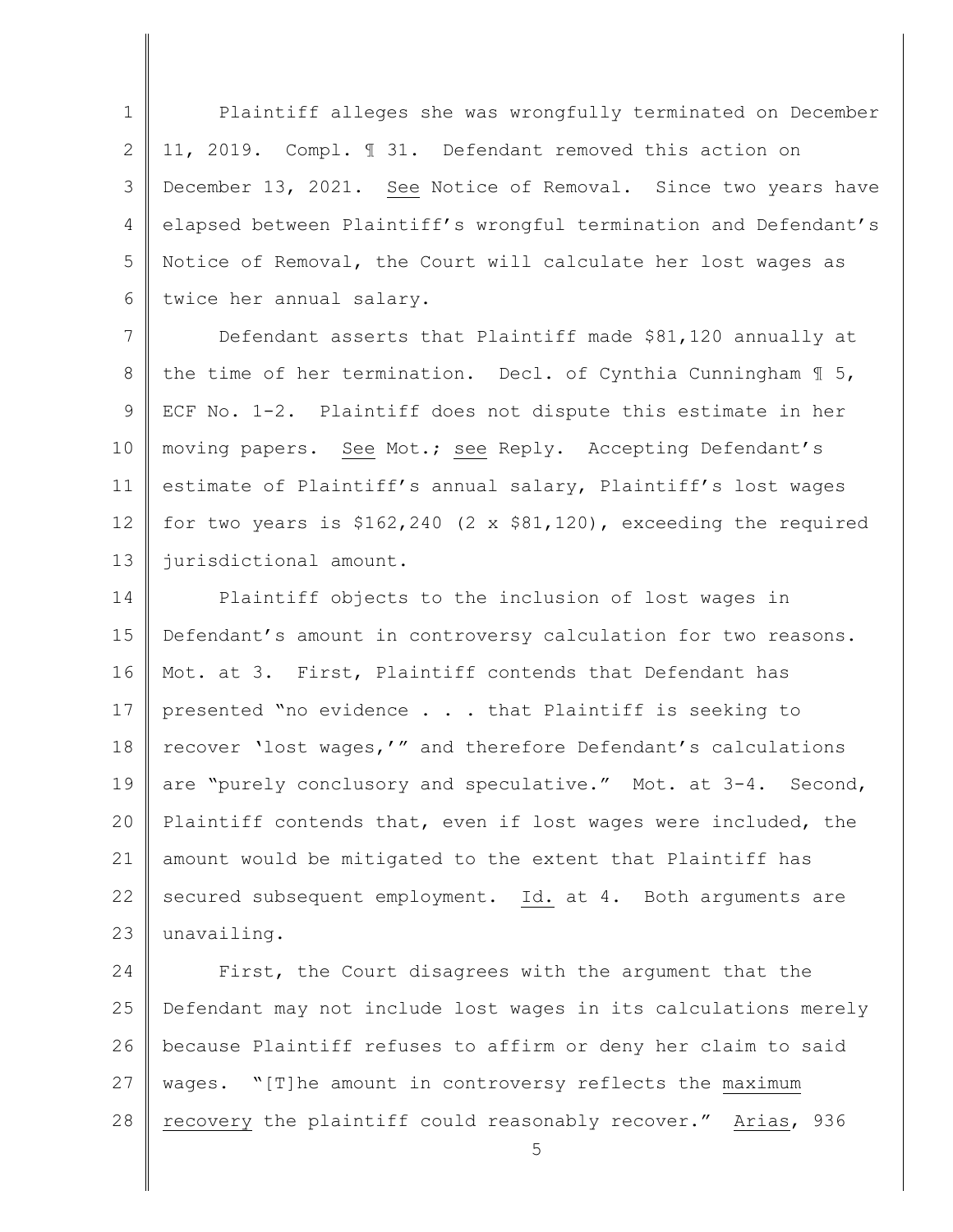Plaintiff alleges she was wrongfully terminated on December 11, 2019. Compl. ¶ 31. Defendant removed this action on December 13, 2021. See Notice of Removal. Since two years have elapsed between Plaintiff's wrongful termination and Defendant's Notice of Removal, the Court will calculate her lost wages as twice her annual salary.

Defendant asserts that Plaintiff made \$81,120 annually at the time of her termination. Decl. of Cynthia Cunningham ¶ 5, ECF No. 1-2. Plaintiff does not dispute this estimate in her moving papers. See Mot.; see Reply. Accepting Defendant's estimate of Plaintiff's annual salary, Plaintiff's lost wages for two years is \$162,240 (2 x \$81,120), exceeding the required jurisdictional amount.

Plaintiff objects to the inclusion of lost wages in Defendant's amount in controversy calculation for two reasons. Mot. at 3. First, Plaintiff contends that Defendant has presented "no evidence . . . that Plaintiff is seeking to recover 'lost wages,'" and therefore Defendant's calculations are "purely conclusory and speculative." Mot. at 3-4. Second, Plaintiff contends that, even if lost wages were included, the amount would be mitigated to the extent that Plaintiff has secured subsequent employment. Id. at 4. Both arguments are unavailing.

First, the Court disagrees with the argument that the Defendant may not include lost wages in its calculations merely because Plaintiff refuses to affirm or deny her claim to said wages. "[T]he amount in controversy reflects the maximum recovery the plaintiff could reasonably recover." Arias, 936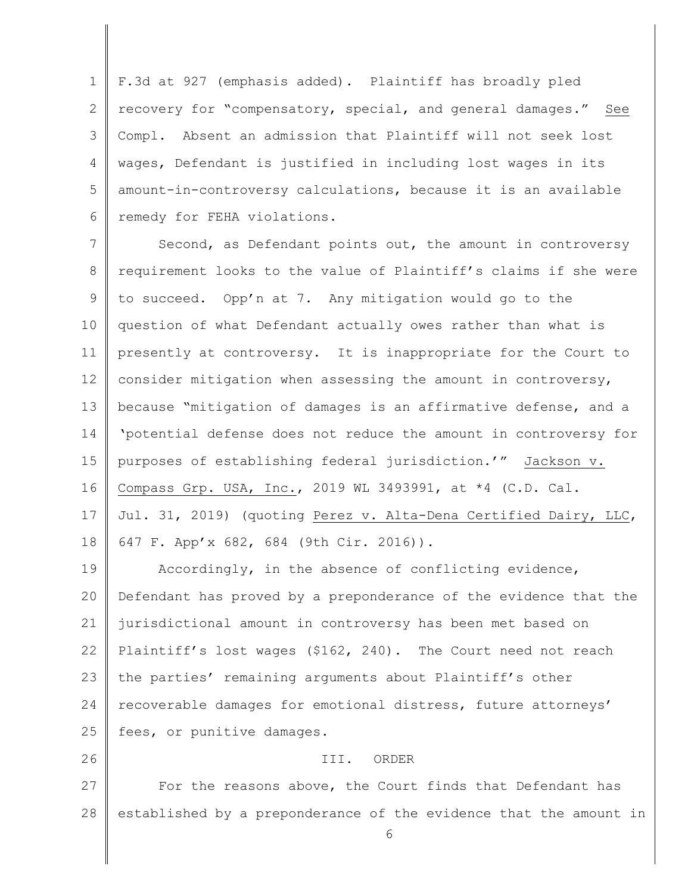F.3d at 927 (emphasis added). Plaintiff has broadly pled recovery for "compensatory, special, and general damages." See Compl. Absent an admission that Plaintiff will not seek lost wages, Defendant is justified in including lost wages in its amount-in-controversy calculations, because it is an available remedy for FEHA violations.

Second, as Defendant points out, the amount in controversy requirement looks to the value of Plaintiff's claims if she were to succeed. Opp'n at 7. Any mitigation would go to the question of what Defendant actually owes rather than what is presently at controversy. It is inappropriate for the Court to consider mitigation when assessing the amount in controversy, because "mitigation of damages is an affirmative defense, and a 'potential defense does not reduce the amount in controversy for purposes of establishing federal jurisdiction.'" Jackson v. Compass Grp. USA, Inc., 2019 WL 3493991, at *4 (C.D. Cal. Jul. 31, 2019) (quoting Perez v. Alta-Dena Certified Dairy, LLC, 647 F. App'x 682, 684 (9th Cir. 2016)).

Accordingly, in the absence of conflicting evidence, Defendant has proved by a preponderance of the evidence that the jurisdictional amount in controversy has been met based on Plaintiff's lost wages ($162, 240). The Court need not reach the parties' remaining arguments about Plaintiff's other recoverable damages for emotional distress, future attorneys' fees, or punitive damages.

## III. ORDER

For the reasons above, the Court finds that Defendant has established by a preponderance of the evidence that the amount in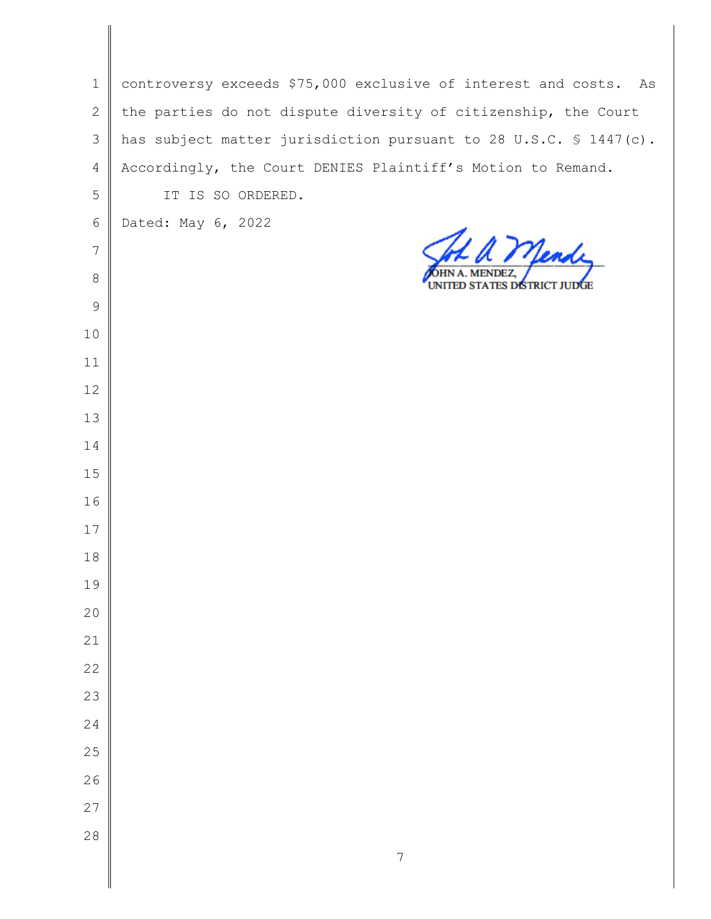controversy exceeds $75,000 exclusive of interest and costs. As the parties do not dispute diversity of citizenship, the Court has subject matter jurisdiction pursuant to 28 U.S.C. § 1447(c). Accordingly, the Court DENIES Plaintiff's Motion to Remand.

IT IS SO ORDERED.

Dated: May 6, 2022

JOHN A. MENDEZ,
UNITED STATES DISTRICT JUDGE